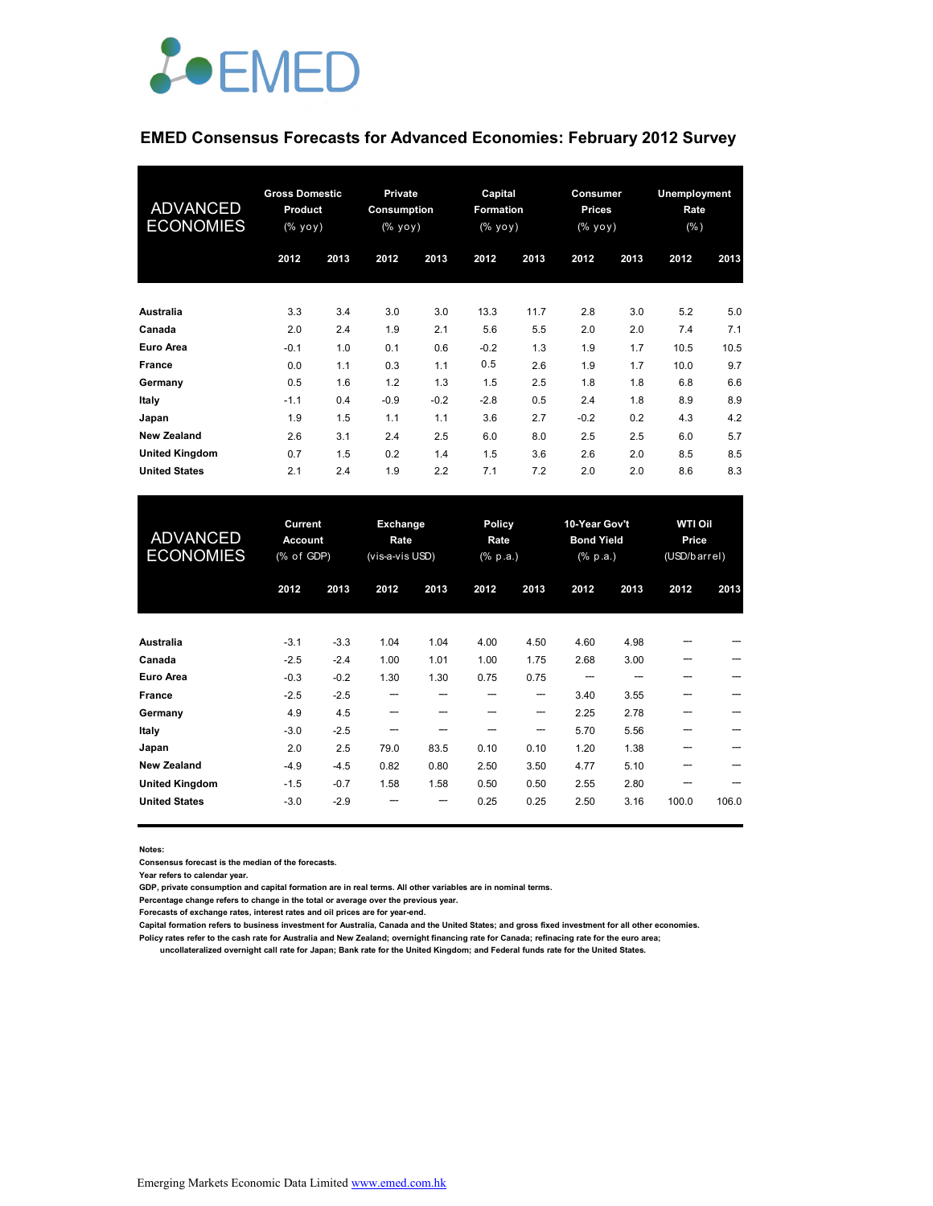EMED

## EMED Consensus Forecasts for Advanced Economies: February 2012 Survey

| ADVANCED ECONOMIES | Gross Domestic Product (% yoy) | | Private Consumption (% yoy) | | Capital Formation (% yoy) | | Consumer Prices (% yoy) | | Unemployment Rate (%) | |
|---|---|---|---|---|---|---|---|---|---|---|
| | 2012 | 2013 | 2012 | 2013 | 2012 | 2013 | 2012 | 2013 | 2012 | 2013 |
| **Australia** | 3.3 | 3.4 | 3.0 | 3.0 | 13.3 | 11.7 | 2.8 | 3.0 | 5.2 | 5.0 |
| **Canada** | 2.0 | 2.4 | 1.9 | 2.1 | 5.6 | 5.5 | 2.0 | 2.0 | 7.4 | 7.1 |
| **Euro Area** | -0.1 | 1.0 | 0.1 | 0.6 | -0.2 | 1.3 | 1.9 | 1.7 | 10.5 | 10.5 |
| **France** | 0.0 | 1.1 | 0.3 | 1.1 | 0.5 | 2.6 | 1.9 | 1.7 | 10.0 | 9.7 |
| **Germany** | 0.5 | 1.6 | 1.2 | 1.3 | 1.5 | 2.5 | 1.8 | 1.8 | 6.8 | 6.6 |
| **Italy** | -1.1 | 0.4 | -0.9 | -0.2 | -2.8 | 0.5 | 2.4 | 1.8 | 8.9 | 8.9 |
| **Japan** | 1.9 | 1.5 | 1.1 | 1.1 | 3.6 | 2.7 | -0.2 | 0.2 | 4.3 | 4.2 |
| **New Zealand** | 2.6 | 3.1 | 2.4 | 2.5 | 6.0 | 8.0 | 2.5 | 2.5 | 6.0 | 5.7 |
| **United Kingdom** | 0.7 | 1.5 | 0.2 | 1.4 | 1.5 | 3.6 | 2.6 | 2.0 | 8.5 | 8.5 |
| **United States** | 2.1 | 2.4 | 1.9 | 2.2 | 7.1 | 7.2 | 2.0 | 2.0 | 8.6 | 8.3 |

| ADVANCED ECONOMIES | Current Account (% of GDP) | | Exchange Rate (vis-a-vis USD) | | Policy Rate (% p.a.) | | 10-Year Gov't Bond Yield (% p.a.) | | WTI Oil Price (USD/barrel) | |
|---|---|---|---|---|---|---|---|---|---|---|
| | 2012 | 2013 | 2012 | 2013 | 2012 | 2013 | 2012 | 2013 | 2012 | 2013 |
| **Australia** | -3.1 | -3.3 | 1.04 | 1.04 | 4.00 | 4.50 | 4.60 | 4.98 | --- | --- |
| **Canada** | -2.5 | -2.4 | 1.00 | 1.01 | 1.00 | 1.75 | 2.68 | 3.00 | --- | --- |
| **Euro Area** | -0.3 | -0.2 | 1.30 | 1.30 | 0.75 | 0.75 | --- | --- | --- | --- |
| **France** | -2.5 | -2.5 | --- | --- | --- | --- | 3.40 | 3.55 | --- | --- |
| **Germany** | 4.9 | 4.5 | --- | --- | --- | --- | 2.25 | 2.78 | --- | --- |
| **Italy** | -3.0 | -2.5 | --- | --- | --- | --- | 5.70 | 5.56 | --- | --- |
| **Japan** | 2.0 | 2.5 | 79.0 | 83.5 | 0.10 | 0.10 | 1.20 | 1.38 | --- | --- |
| **New Zealand** | -4.9 | -4.5 | 0.82 | 0.80 | 2.50 | 3.50 | 4.77 | 5.10 | --- | --- |
| **United Kingdom** | -1.5 | -0.7 | 1.58 | 1.58 | 0.50 | 0.50 | 2.55 | 2.80 | --- | --- |
| **United States** | -3.0 | -2.9 | --- | --- | 0.25 | 0.25 | 2.50 | 3.16 | 100.0 | 106.0 |

**Notes:**

**Consensus forecast is the median of the forecasts.**

**Year refers to calendar year.**

**GDP, private consumption and capital formation are in real terms. All other variables are in nominal terms.**

**Percentage change refers to change in the total or average over the previous year.**

**Forecasts of exchange rates, interest rates and oil prices are for year-end.**

**Capital formation refers to business investment for Australia, Canada and the United States; and gross fixed investment for all other economies.**

**Policy rates refer to the cash rate for Australia and New Zealand; overnight financing rate for Canada; refinacing rate for the euro area; uncollateralized overnight call rate for Japan; Bank rate for the United Kingdom; and Federal funds rate for the United States.**

Emerging Markets Economic Data Limited www.emed.com.hk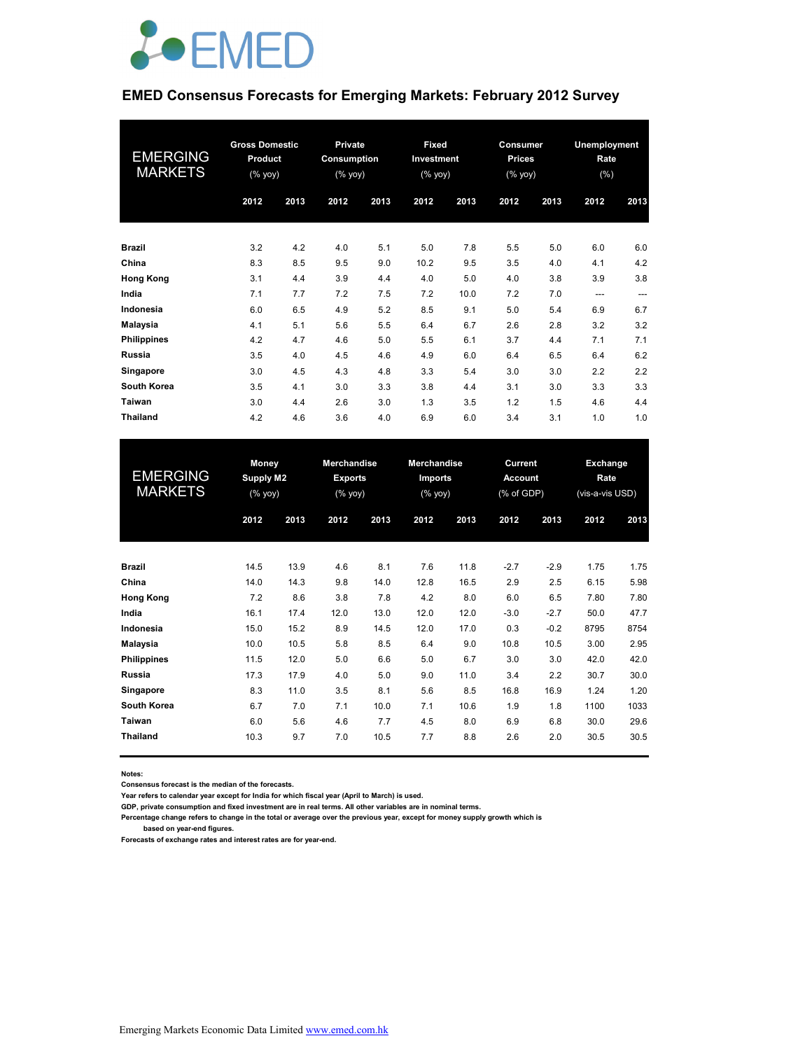EMED

# EMED Consensus Forecasts for Emerging Markets: February 2012 Survey

| EMERGING MARKETS | Gross Domestic Product (% yoy) | | Private Consumption (% yoy) | | Fixed Investment (% yoy) | | Consumer Prices (% yoy) | | Unemployment Rate (%) | |
|---|---|---|---|---|---|---|---|---|---|---|
| | 2012 | 2013 | 2012 | 2013 | 2012 | 2013 | 2012 | 2013 | 2012 | 2013 |
| **Brazil** | 3.2 | 4.2 | 4.0 | 5.1 | 5.0 | 7.8 | 5.5 | 5.0 | 6.0 | 6.0 |
| **China** | 8.3 | 8.5 | 9.5 | 9.0 | 10.2 | 9.5 | 3.5 | 4.0 | 4.1 | 4.2 |
| **Hong Kong** | 3.1 | 4.4 | 3.9 | 4.4 | 4.0 | 5.0 | 4.0 | 3.8 | 3.9 | 3.8 |
| **India** | 7.1 | 7.7 | 7.2 | 7.5 | 7.2 | 10.0 | 7.2 | 7.0 | --- | --- |
| **Indonesia** | 6.0 | 6.5 | 4.9 | 5.2 | 8.5 | 9.1 | 5.0 | 5.4 | 6.9 | 6.7 |
| **Malaysia** | 4.1 | 5.1 | 5.6 | 5.5 | 6.4 | 6.7 | 2.6 | 2.8 | 3.2 | 3.2 |
| **Philippines** | 4.2 | 4.7 | 4.6 | 5.0 | 5.5 | 6.1 | 3.7 | 4.4 | 7.1 | 7.1 |
| **Russia** | 3.5 | 4.0 | 4.5 | 4.6 | 4.9 | 6.0 | 6.4 | 6.5 | 6.4 | 6.2 |
| **Singapore** | 3.0 | 4.5 | 4.3 | 4.8 | 3.3 | 5.4 | 3.0 | 3.0 | 2.2 | 2.2 |
| **South Korea** | 3.5 | 4.1 | 3.0 | 3.3 | 3.8 | 4.4 | 3.1 | 3.0 | 3.3 | 3.3 |
| **Taiwan** | 3.0 | 4.4 | 2.6 | 3.0 | 1.3 | 3.5 | 1.2 | 1.5 | 4.6 | 4.4 |
| **Thailand** | 4.2 | 4.6 | 3.6 | 4.0 | 6.9 | 6.0 | 3.4 | 3.1 | 1.0 | 1.0 |

| EMERGING MARKETS | Money Supply M2 (% yoy) | | Merchandise Exports (% yoy) | | Merchandise Imports (% yoy) | | Current Account (% of GDP) | | Exchange Rate (vis-a-vis USD) | |
|---|---|---|---|---|---|---|---|---|---|---|
| | 2012 | 2013 | 2012 | 2013 | 2012 | 2013 | 2012 | 2013 | 2012 | 2013 |
| **Brazil** | 14.5 | 13.9 | 4.6 | 8.1 | 7.6 | 11.8 | -2.7 | -2.9 | 1.75 | 1.75 |
| **China** | 14.0 | 14.3 | 9.8 | 14.0 | 12.8 | 16.5 | 2.9 | 2.5 | 6.15 | 5.98 |
| **Hong Kong** | 7.2 | 8.6 | 3.8 | 7.8 | 4.2 | 8.0 | 6.0 | 6.5 | 7.80 | 7.80 |
| **India** | 16.1 | 17.4 | 12.0 | 13.0 | 12.0 | 12.0 | -3.0 | -2.7 | 50.0 | 47.7 |
| **Indonesia** | 15.0 | 15.2 | 8.9 | 14.5 | 12.0 | 17.0 | 0.3 | -0.2 | 8795 | 8754 |
| **Malaysia** | 10.0 | 10.5 | 5.8 | 8.5 | 6.4 | 9.0 | 10.8 | 10.5 | 3.00 | 2.95 |
| **Philippines** | 11.5 | 12.0 | 5.0 | 6.6 | 5.0 | 6.7 | 3.0 | 3.0 | 42.0 | 42.0 |
| **Russia** | 17.3 | 17.9 | 4.0 | 5.0 | 9.0 | 11.0 | 3.4 | 2.2 | 30.7 | 30.0 |
| **Singapore** | 8.3 | 11.0 | 3.5 | 8.1 | 5.6 | 8.5 | 16.8 | 16.9 | 1.24 | 1.20 |
| **South Korea** | 6.7 | 7.0 | 7.1 | 10.0 | 7.1 | 10.6 | 1.9 | 1.8 | 1100 | 1033 |
| **Taiwan** | 6.0 | 5.6 | 4.6 | 7.7 | 4.5 | 8.0 | 6.9 | 6.8 | 30.0 | 29.6 |
| **Thailand** | 10.3 | 9.7 | 7.0 | 10.5 | 7.7 | 8.8 | 2.6 | 2.0 | 30.5 | 30.5 |

**Notes:**
**Consensus forecast is the median of the forecasts.**
**Year refers to calendar year except for India for which fiscal year (April to March) is used.**
**GDP, private consumption and fixed investment are in real terms. All other variables are in nominal terms.**
**Percentage change refers to change in the total or average over the previous year, except for money supply growth which is based on year-end figures.**
**Forecasts of exchange rates and interest rates are for year-end.**

Emerging Markets Economic Data Limited www.emed.com.hk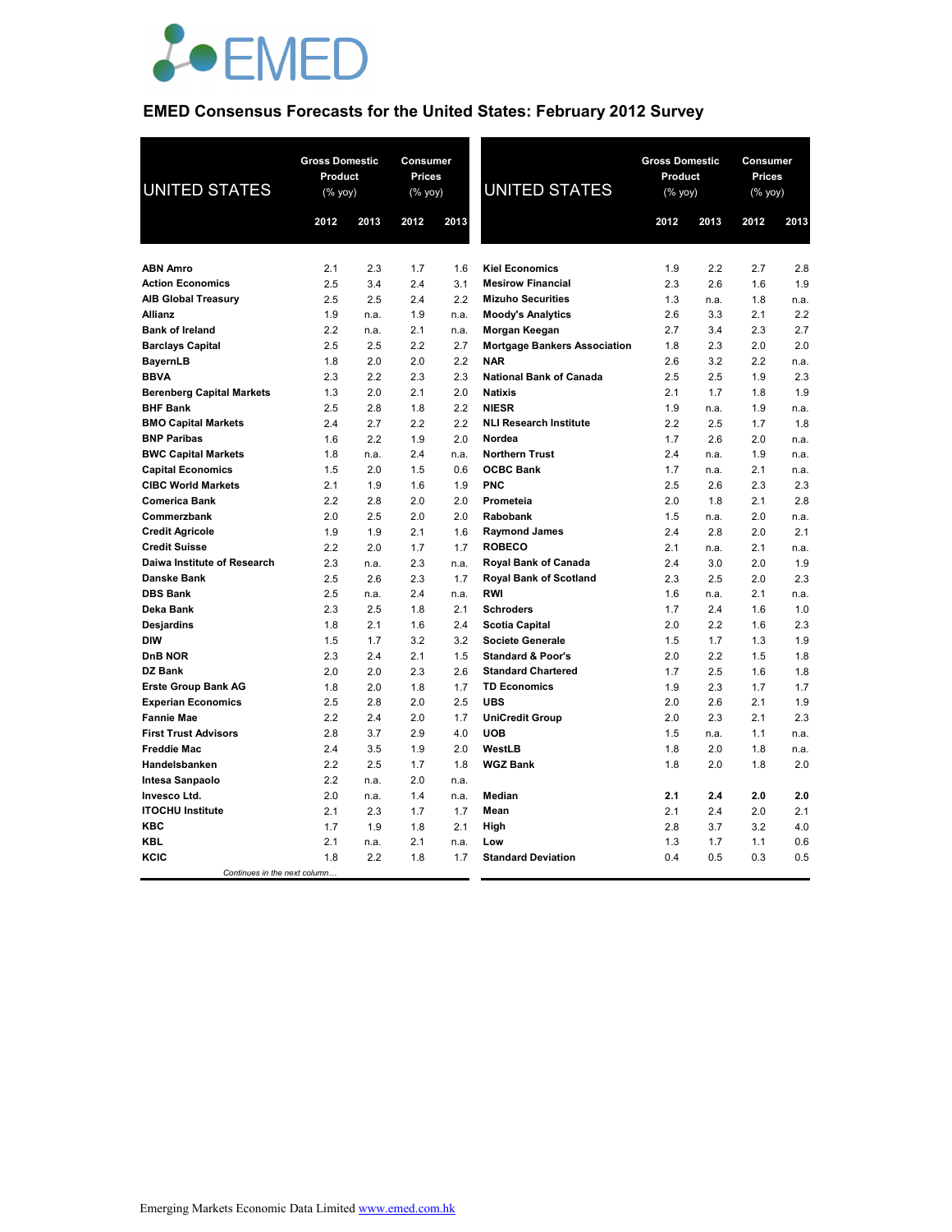# EMED Consensus Forecasts for the United States: February 2012 Survey

| UNITED STATES | Gross Domestic Product (% yoy) | | Consumer Prices (% yoy) | |
|---|---|---|---|---|
| | 2012 | 2013 | 2012 | 2013 |
| ABN Amro | 2.1 | 2.3 | 1.7 | 1.6 |
| Action Economics | 2.5 | 3.4 | 2.4 | 3.1 |
| AIB Global Treasury | 2.5 | 2.5 | 2.4 | 2.2 |
| Allianz | 1.9 | n.a. | 1.9 | n.a. |
| Bank of Ireland | 2.2 | n.a. | 2.1 | n.a. |
| Barclays Capital | 2.5 | 2.5 | 2.2 | 2.7 |
| BayernLB | 1.8 | 2.0 | 2.0 | 2.2 |
| BBVA | 2.3 | 2.2 | 2.3 | 2.3 |
| Berenberg Capital Markets | 1.3 | 2.0 | 2.1 | 2.0 |
| BHF Bank | 2.5 | 2.8 | 1.8 | 2.2 |
| BMO Capital Markets | 2.4 | 2.7 | 2.2 | 2.2 |
| BNP Paribas | 1.6 | 2.2 | 1.9 | 2.0 |
| BWC Capital Markets | 1.8 | n.a. | 2.4 | n.a. |
| Capital Economics | 1.5 | 2.0 | 1.5 | 0.6 |
| CIBC World Markets | 2.1 | 1.9 | 1.6 | 1.9 |
| Comerica Bank | 2.2 | 2.8 | 2.0 | 2.0 |
| Commerzbank | 2.0 | 2.5 | 2.0 | 2.0 |
| Credit Agricole | 1.9 | 1.9 | 2.1 | 1.6 |
| Credit Suisse | 2.2 | 2.0 | 1.7 | 1.7 |
| Daiwa Institute of Research | 2.3 | n.a. | 2.3 | n.a. |
| Danske Bank | 2.5 | 2.6 | 2.3 | 1.7 |
| DBS Bank | 2.5 | n.a. | 2.4 | n.a. |
| Deka Bank | 2.3 | 2.5 | 1.8 | 2.1 |
| Desjardins | 1.8 | 2.1 | 1.6 | 2.4 |
| DIW | 1.5 | 1.7 | 3.2 | 3.2 |
| DnB NOR | 2.3 | 2.4 | 2.1 | 1.5 |
| DZ Bank | 2.0 | 2.0 | 2.3 | 2.6 |
| Erste Group Bank AG | 1.8 | 2.0 | 1.8 | 1.7 |
| Experian Economics | 2.5 | 2.8 | 2.0 | 2.5 |
| Fannie Mae | 2.2 | 2.4 | 2.0 | 1.7 |
| First Trust Advisors | 2.8 | 3.7 | 2.9 | 4.0 |
| Freddie Mac | 2.4 | 3.5 | 1.9 | 2.0 |
| Handelsbanken | 2.2 | 2.5 | 1.7 | 1.8 |
| Intesa Sanpaolo | 2.2 | n.a. | 2.0 | n.a. |
| Invesco Ltd. | 2.0 | n.a. | 1.4 | n.a. |
| ITOCHU Institute | 2.1 | 2.3 | 1.7 | 1.7 |
| KBC | 1.7 | 1.9 | 1.8 | 2.1 |
| KBL | 2.1 | n.a. | 2.1 | n.a. |
| KCIC | 1.8 | 2.2 | 1.8 | 1.7 |
| Kiel Economics | 1.9 | 2.2 | 2.7 | 2.8 |
| Mesirow Financial | 2.3 | 2.6 | 1.6 | 1.9 |
| Mizuho Securities | 1.3 | n.a. | 1.8 | n.a. |
| Moody's Analytics | 2.6 | 3.3 | 2.1 | 2.2 |
| Morgan Keegan | 2.7 | 3.4 | 2.3 | 2.7 |
| Mortgage Bankers Association | 1.8 | 2.3 | 2.0 | 2.0 |
| NAR | 2.6 | 3.2 | 2.2 | n.a. |
| National Bank of Canada | 2.5 | 2.5 | 1.9 | 2.3 |
| Natixis | 2.1 | 1.7 | 1.8 | 1.9 |
| NIESR | 1.9 | n.a. | 1.9 | n.a. |
| NLI Research Institute | 2.2 | 2.5 | 1.7 | 1.8 |
| Nordea | 1.7 | 2.6 | 2.0 | n.a. |
| Northern Trust | 2.4 | n.a. | 1.9 | n.a. |
| OCBC Bank | 1.7 | n.a. | 2.1 | n.a. |
| PNC | 2.5 | 2.6 | 2.3 | 2.3 |
| Prometeia | 2.0 | 1.8 | 2.1 | 2.8 |
| Rabobank | 1.5 | n.a. | 2.0 | n.a. |
| Raymond James | 2.4 | 2.8 | 2.0 | 2.1 |
| ROBECO | 2.1 | n.a. | 2.1 | n.a. |
| Royal Bank of Canada | 2.4 | 3.0 | 2.0 | 1.9 |
| Royal Bank of Scotland | 2.3 | 2.5 | 2.0 | 2.3 |
| RWI | 1.6 | n.a. | 2.1 | n.a. |
| Schroders | 1.7 | 2.4 | 1.6 | 1.0 |
| Scotia Capital | 2.0 | 2.2 | 1.6 | 2.3 |
| Societe Generale | 1.5 | 1.7 | 1.3 | 1.9 |
| Standard & Poor's | 2.0 | 2.2 | 1.5 | 1.8 |
| Standard Chartered | 1.7 | 2.5 | 1.6 | 1.8 |
| TD Economics | 1.9 | 2.3 | 1.7 | 1.7 |
| UBS | 2.0 | 2.6 | 2.1 | 1.9 |
| UniCredit Group | 2.0 | 2.3 | 2.1 | 2.3 |
| UOB | 1.5 | n.a. | 1.1 | n.a. |
| WestLB | 1.8 | 2.0 | 1.8 | n.a. |
| WGZ Bank | 1.8 | 2.0 | 1.8 | 2.0 |
| **Median** | **2.1** | **2.4** | **2.0** | **2.0** |
| Mean | 2.1 | 2.4 | 2.0 | 2.1 |
| High | 2.8 | 3.7 | 3.2 | 4.0 |
| Low | 1.3 | 1.7 | 1.1 | 0.6 |
| Standard Deviation | 0.4 | 0.5 | 0.3 | 0.5 |

Emerging Markets Economic Data Limited www.emed.com.hk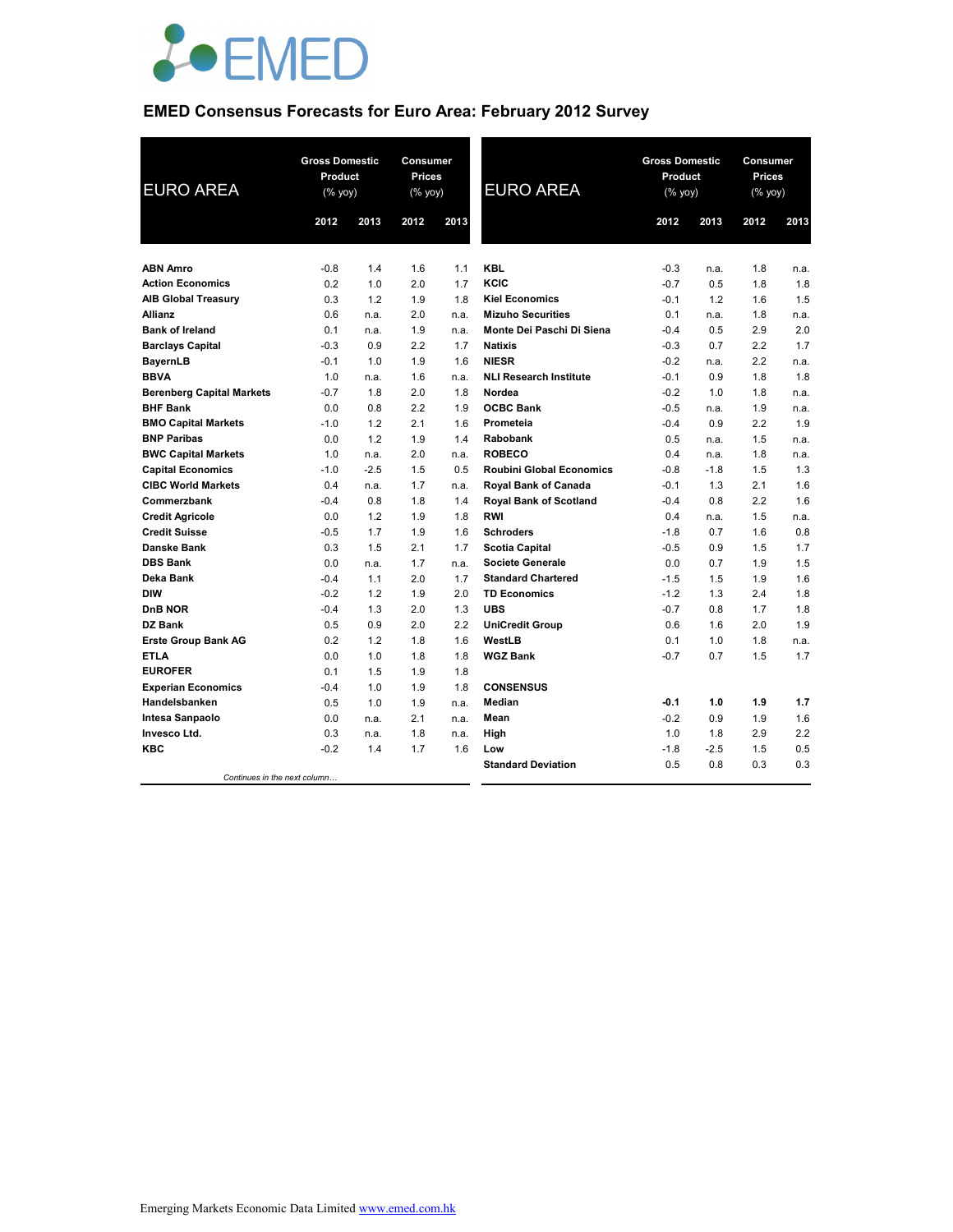# EMED Consensus Forecasts for Euro Area: February 2012 Survey

| EURO AREA | Gross Domestic Product (% yoy) | | Consumer Prices (% yoy) | |
|---|---|---|---|---|
| | 2012 | 2013 | 2012 | 2013 |
| **ABN Amro** | -0.8 | 1.4 | 1.6 | 1.1 |
| **Action Economics** | 0.2 | 1.0 | 2.0 | 1.7 |
| **AIB Global Treasury** | 0.3 | 1.2 | 1.9 | 1.8 |
| **Allianz** | 0.6 | n.a. | 2.0 | n.a. |
| **Bank of Ireland** | 0.1 | n.a. | 1.9 | n.a. |
| **Barclays Capital** | -0.3 | 0.9 | 2.2 | 1.7 |
| **BayernLB** | -0.1 | 1.0 | 1.9 | 1.6 |
| **BBVA** | 1.0 | n.a. | 1.6 | n.a. |
| **Berenberg Capital Markets** | -0.7 | 1.8 | 2.0 | 1.8 |
| **BHF Bank** | 0.0 | 0.8 | 2.2 | 1.9 |
| **BMO Capital Markets** | -1.0 | 1.2 | 2.1 | 1.6 |
| **BNP Paribas** | 0.0 | 1.2 | 1.9 | 1.4 |
| **BWC Capital Markets** | 1.0 | n.a. | 2.0 | n.a. |
| **Capital Economics** | -1.0 | -2.5 | 1.5 | 0.5 |
| **CIBC World Markets** | 0.4 | n.a. | 1.7 | n.a. |
| **Commerzbank** | -0.4 | 0.8 | 1.8 | 1.4 |
| **Credit Agricole** | 0.0 | 1.2 | 1.9 | 1.8 |
| **Credit Suisse** | -0.5 | 1.7 | 1.9 | 1.6 |
| **Danske Bank** | 0.3 | 1.5 | 2.1 | 1.7 |
| **DBS Bank** | 0.0 | n.a. | 1.7 | n.a. |
| **Deka Bank** | -0.4 | 1.1 | 2.0 | 1.7 |
| **DIW** | -0.2 | 1.2 | 1.9 | 2.0 |
| **DnB NOR** | -0.4 | 1.3 | 2.0 | 1.3 |
| **DZ Bank** | 0.5 | 0.9 | 2.0 | 2.2 |
| **Erste Group Bank AG** | 0.2 | 1.2 | 1.8 | 1.6 |
| **ETLA** | 0.0 | 1.0 | 1.8 | 1.8 |
| **EUROFER** | 0.1 | 1.5 | 1.9 | 1.8 |
| **Experian Economics** | -0.4 | 1.0 | 1.9 | 1.8 |
| **Handelsbanken** | 0.5 | 1.0 | 1.9 | n.a. |
| **Intesa Sanpaolo** | 0.0 | n.a. | 2.1 | n.a. |
| **Invesco Ltd.** | 0.3 | n.a. | 1.8 | n.a. |
| **KBC** | -0.2 | 1.4 | 1.7 | 1.6 |
| **KBL** | -0.3 | n.a. | 1.8 | n.a. |
| **KCIC** | -0.7 | 0.5 | 1.8 | 1.8 |
| **Kiel Economics** | -0.1 | 1.2 | 1.6 | 1.5 |
| **Mizuho Securities** | 0.1 | n.a. | 1.8 | n.a. |
| **Monte Dei Paschi Di Siena** | -0.4 | 0.5 | 2.9 | 2.0 |
| **Natixis** | -0.3 | 0.7 | 2.2 | 1.7 |
| **NIESR** | -0.2 | n.a. | 2.2 | n.a. |
| **NLI Research Institute** | -0.1 | 0.9 | 1.8 | 1.8 |
| **Nordea** | -0.2 | 1.0 | 1.8 | n.a. |
| **OCBC Bank** | -0.5 | n.a. | 1.9 | n.a. |
| **Prometeia** | -0.4 | 0.9 | 2.2 | 1.9 |
| **Rabobank** | 0.5 | n.a. | 1.5 | n.a. |
| **ROBECO** | 0.4 | n.a. | 1.8 | n.a. |
| **Roubini Global Economics** | -0.8 | -1.8 | 1.5 | 1.3 |
| **Royal Bank of Canada** | -0.1 | 1.3 | 2.1 | 1.6 |
| **Royal Bank of Scotland** | -0.4 | 0.8 | 2.2 | 1.6 |
| **RWI** | 0.4 | n.a. | 1.5 | n.a. |
| **Schroders** | -1.8 | 0.7 | 1.6 | 0.8 |
| **Scotia Capital** | -0.5 | 0.9 | 1.5 | 1.7 |
| **Societe Generale** | 0.0 | 0.7 | 1.9 | 1.5 |
| **Standard Chartered** | -1.5 | 1.5 | 1.9 | 1.6 |
| **TD Economics** | -1.2 | 1.3 | 2.4 | 1.8 |
| **UBS** | -0.7 | 0.8 | 1.7 | 1.8 |
| **UniCredit Group** | 0.6 | 1.6 | 2.0 | 1.9 |
| **WestLB** | 0.1 | 1.0 | 1.8 | n.a. |
| **WGZ Bank** | -0.7 | 0.7 | 1.5 | 1.7 |
| **CONSENSUS** | | | | |
| **Median** | **-0.1** | **1.0** | **1.9** | **1.7** |
| **Mean** | -0.2 | 0.9 | 1.9 | 1.6 |
| **High** | 1.0 | 1.8 | 2.9 | 2.2 |
| **Low** | -1.8 | -2.5 | 1.5 | 0.5 |
| **Standard Deviation** | 0.5 | 0.8 | 0.3 | 0.3 |

*Continues in the next column…*

Emerging Markets Economic Data Limited www.emed.com.hk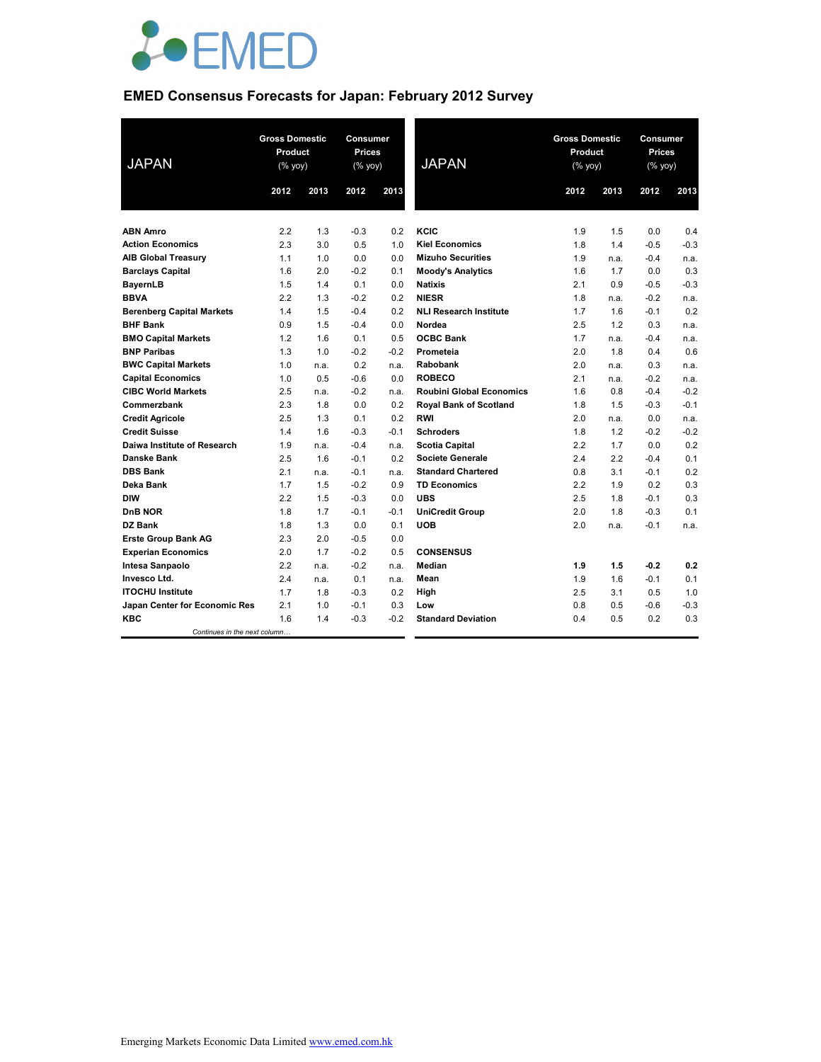EMED

## EMED Consensus Forecasts for Japan: February 2012 Survey

| JAPAN | Gross Domestic Product (% yoy) | | Consumer Prices (% yoy) | |
|---|---|---|---|---|
| | 2012 | 2013 | 2012 | 2013 |
| ABN Amro | 2.2 | 1.3 | -0.3 | 0.2 |
| Action Economics | 2.3 | 3.0 | 0.5 | 1.0 |
| AIB Global Treasury | 1.1 | 1.0 | 0.0 | 0.0 |
| Barclays Capital | 1.6 | 2.0 | -0.2 | 0.1 |
| BayernLB | 1.5 | 1.4 | 0.1 | 0.0 |
| BBVA | 2.2 | 1.3 | -0.2 | 0.2 |
| Berenberg Capital Markets | 1.4 | 1.5 | -0.4 | 0.2 |
| BHF Bank | 0.9 | 1.5 | -0.4 | 0.0 |
| BMO Capital Markets | 1.2 | 1.6 | 0.1 | 0.5 |
| BNP Paribas | 1.3 | 1.0 | -0.2 | -0.2 |
| BWC Capital Markets | 1.0 | n.a. | 0.2 | n.a. |
| Capital Economics | 1.0 | 0.5 | -0.6 | 0.0 |
| CIBC World Markets | 2.5 | n.a. | -0.2 | n.a. |
| Commerzbank | 2.3 | 1.8 | 0.0 | 0.2 |
| Credit Agricole | 2.5 | 1.3 | 0.1 | 0.2 |
| Credit Suisse | 1.4 | 1.6 | -0.3 | -0.1 |
| Daiwa Institute of Research | 1.9 | n.a. | -0.4 | n.a. |
| Danske Bank | 2.5 | 1.6 | -0.1 | 0.2 |
| DBS Bank | 2.1 | n.a. | -0.1 | n.a. |
| Deka Bank | 1.7 | 1.5 | -0.2 | 0.9 |
| DIW | 2.2 | 1.5 | -0.3 | 0.0 |
| DnB NOR | 1.8 | 1.7 | -0.1 | -0.1 |
| DZ Bank | 1.8 | 1.3 | 0.0 | 0.1 |
| Erste Group Bank AG | 2.3 | 2.0 | -0.5 | 0.0 |
| Experian Economics | 2.0 | 1.7 | -0.2 | 0.5 |
| Intesa Sanpaolo | 2.2 | n.a. | -0.2 | n.a. |
| Invesco Ltd. | 2.4 | n.a. | 0.1 | n.a. |
| ITOCHU Institute | 1.7 | 1.8 | -0.3 | 0.2 |
| Japan Center for Economic Res | 2.1 | 1.0 | -0.1 | 0.3 |
| KBC | 1.6 | 1.4 | -0.3 | -0.2 |
| KCIC | 1.9 | 1.5 | 0.0 | 0.4 |
| Kiel Economics | 1.8 | 1.4 | -0.5 | -0.3 |
| Mizuho Securities | 1.9 | n.a. | -0.4 | n.a. |
| Moody's Analytics | 1.6 | 1.7 | 0.0 | 0.3 |
| Natixis | 2.1 | 0.9 | -0.5 | -0.3 |
| NIESR | 1.8 | n.a. | -0.2 | n.a. |
| NLI Research Institute | 1.7 | 1.6 | -0.1 | 0.2 |
| Nordea | 2.5 | 1.2 | 0.3 | n.a. |
| OCBC Bank | 1.7 | n.a. | -0.4 | n.a. |
| Prometeia | 2.0 | 1.8 | 0.4 | 0.6 |
| Rabobank | 2.0 | n.a. | 0.3 | n.a. |
| ROBECO | 2.1 | n.a. | -0.2 | n.a. |
| Roubini Global Economics | 1.6 | 0.8 | -0.4 | -0.2 |
| Royal Bank of Scotland | 1.8 | 1.5 | -0.3 | -0.1 |
| RWI | 2.0 | n.a. | 0.0 | n.a. |
| Schroders | 1.8 | 1.2 | -0.2 | -0.2 |
| Scotia Capital | 2.2 | 1.7 | 0.0 | 0.2 |
| Societe Generale | 2.4 | 2.2 | -0.4 | 0.1 |
| Standard Chartered | 0.8 | 3.1 | -0.1 | 0.2 |
| TD Economics | 2.2 | 1.9 | 0.2 | 0.3 |
| UBS | 2.5 | 1.8 | -0.1 | 0.3 |
| UniCredit Group | 2.0 | 1.8 | -0.3 | 0.1 |
| UOB | 2.0 | n.a. | -0.1 | n.a. |
| **CONSENSUS** | | | | |
| Median | **1.9** | **1.5** | **-0.2** | **0.2** |
| Mean | 1.9 | 1.6 | -0.1 | 0.1 |
| High | 2.5 | 3.1 | 0.5 | 1.0 |
| Low | 0.8 | 0.5 | -0.6 | -0.3 |
| Standard Deviation | 0.4 | 0.5 | 0.2 | 0.3 |

*Continues in the next column…*

Emerging Markets Economic Data Limited www.emed.com.hk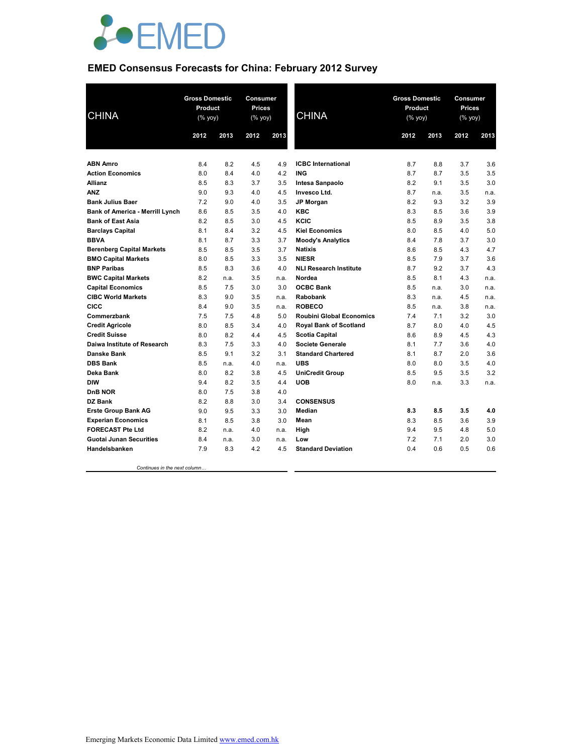# EMED Consensus Forecasts for China: February 2012 Survey

| CHINA | Gross Domestic Product (% yoy) | | Consumer Prices (% yoy) | |
|---|---|---|---|---|
| | 2012 | 2013 | 2012 | 2013 |
| **ABN Amro** | 8.4 | 8.2 | 4.5 | 4.9 |
| **Action Economics** | 8.0 | 8.4 | 4.0 | 4.2 |
| **Allianz** | 8.5 | 8.3 | 3.7 | 3.5 |
| **ANZ** | 9.0 | 9.3 | 4.0 | 4.5 |
| **Bank Julius Baer** | 7.2 | 9.0 | 4.0 | 3.5 |
| **Bank of America - Merrill Lynch** | 8.6 | 8.5 | 3.5 | 4.0 |
| **Bank of East Asia** | 8.2 | 8.5 | 3.0 | 4.5 |
| **Barclays Capital** | 8.1 | 8.4 | 3.2 | 4.5 |
| **BBVA** | 8.1 | 8.7 | 3.3 | 3.7 |
| **Berenberg Capital Markets** | 8.5 | 8.5 | 3.5 | 3.7 |
| **BMO Capital Markets** | 8.0 | 8.5 | 3.3 | 3.5 |
| **BNP Paribas** | 8.5 | 8.3 | 3.6 | 4.0 |
| **BWC Capital Markets** | 8.2 | n.a. | 3.5 | n.a. |
| **Capital Economics** | 8.5 | 7.5 | 3.0 | 3.0 |
| **CIBC World Markets** | 8.3 | 9.0 | 3.5 | n.a. |
| **CICC** | 8.4 | 9.0 | 3.5 | n.a. |
| **Commerzbank** | 7.5 | 7.5 | 4.8 | 5.0 |
| **Credit Agricole** | 8.0 | 8.5 | 3.4 | 4.0 |
| **Credit Suisse** | 8.0 | 8.2 | 4.4 | 4.5 |
| **Daiwa Institute of Research** | 8.3 | 7.5 | 3.3 | 4.0 |
| **Danske Bank** | 8.5 | 9.1 | 3.2 | 3.1 |
| **DBS Bank** | 8.5 | n.a. | 4.0 | n.a. |
| **Deka Bank** | 8.0 | 8.2 | 3.8 | 4.5 |
| **DIW** | 9.4 | 8.2 | 3.5 | 4.4 |
| **DnB NOR** | 8.0 | 7.5 | 3.8 | 4.0 |
| **DZ Bank** | 8.2 | 8.8 | 3.0 | 3.4 |
| **Erste Group Bank AG** | 9.0 | 9.5 | 3.3 | 3.0 |
| **Experian Economics** | 8.1 | 8.5 | 3.8 | 3.0 |
| **FORECAST Pte Ltd** | 8.2 | n.a. | 4.0 | n.a. |
| **Guotai Junan Securities** | 8.4 | n.a. | 3.0 | n.a. |
| **Handelsbanken** | 7.9 | 8.3 | 4.2 | 4.5 |
| **ICBC International** | 8.7 | 8.8 | 3.7 | 3.6 |
| **ING** | 8.7 | 8.7 | 3.5 | 3.5 |
| **Intesa Sanpaolo** | 8.2 | 9.1 | 3.5 | 3.0 |
| **Invesco Ltd.** | 8.7 | n.a. | 3.5 | n.a. |
| **JP Morgan** | 8.2 | 9.3 | 3.2 | 3.9 |
| **KBC** | 8.3 | 8.5 | 3.6 | 3.9 |
| **KCIC** | 8.5 | 8.9 | 3.5 | 3.8 |
| **Kiel Economics** | 8.0 | 8.5 | 4.0 | 5.0 |
| **Moody's Analytics** | 8.4 | 7.8 | 3.7 | 3.0 |
| **Natixis** | 8.6 | 8.5 | 4.3 | 4.7 |
| **NIESR** | 8.5 | 7.9 | 3.7 | 3.6 |
| **NLI Research Institute** | 8.7 | 9.2 | 3.7 | 4.3 |
| **Nordea** | 8.5 | 8.1 | 4.3 | n.a. |
| **OCBC Bank** | 8.5 | n.a. | 3.0 | n.a. |
| **Rabobank** | 8.3 | n.a. | 4.5 | n.a. |
| **ROBECO** | 8.5 | n.a. | 3.8 | n.a. |
| **Roubini Global Economics** | 7.4 | 7.1 | 3.2 | 3.0 |
| **Royal Bank of Scotland** | 8.7 | 8.0 | 4.0 | 4.5 |
| **Scotia Capital** | 8.6 | 8.9 | 4.5 | 4.3 |
| **Societe Generale** | 8.1 | 7.7 | 3.6 | 4.0 |
| **Standard Chartered** | 8.1 | 8.7 | 2.0 | 3.6 |
| **UBS** | 8.0 | 8.0 | 3.5 | 4.0 |
| **UniCredit Group** | 8.5 | 9.5 | 3.5 | 3.2 |
| **UOB** | 8.0 | n.a. | 3.3 | n.a. |
| **CONSENSUS** | | | | |
| **Median** | **8.3** | **8.5** | **3.5** | **4.0** |
| **Mean** | 8.3 | 8.5 | 3.6 | 3.9 |
| **High** | 9.4 | 9.5 | 4.8 | 5.0 |
| **Low** | 7.2 | 7.1 | 2.0 | 3.0 |
| **Standard Deviation** | 0.4 | 0.6 | 0.5 | 0.6 |

*Continues in the next column…*

Emerging Markets Economic Data Limited www.emed.com.hk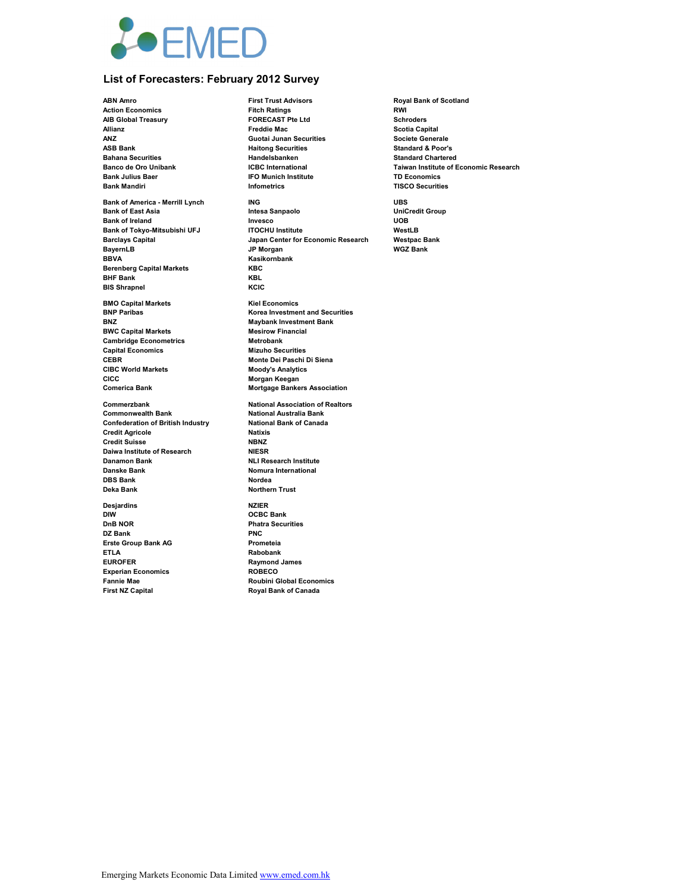EMED

## List of Forecasters: February 2012 Survey

ABN Amro
Action Economics
AIB Global Treasury
Allianz
ANZ
ASB Bank
Bahana Securities
Banco de Oro Unibank
Bank Julius Baer
Bank Mandiri

Bank of America - Merrill Lynch
Bank of East Asia
Bank of Ireland
Bank of Tokyo-Mitsubishi UFJ
Barclays Capital
BayernLB
BBVA
Berenberg Capital Markets
BHF Bank
BIS Shrapnel

BMO Capital Markets
BNP Paribas
BNZ
BWC Capital Markets
Cambridge Econometrics
Capital Economics
CEBR
CIBC World Markets
CICC
Comerica Bank

Commerzbank
Commonwealth Bank
Confederation of British Industry
Credit Agricole
Credit Suisse
Daiwa Institute of Research
Danamon Bank
Danske Bank
DBS Bank
Deka Bank

Desjardins
DIW
DnB NOR
DZ Bank
Erste Group Bank AG
ETLA
EUROFER
Experian Economics
Fannie Mae
First NZ Capital

First Trust Advisors
Fitch Ratings
FORECAST Pte Ltd
Freddie Mac
Guotai Junan Securities
Haitong Securities
Handelsbanken
ICBC International
IFO Munich Institute
Infometrics

ING
Intesa Sanpaolo
Invesco
ITOCHU Institute
Japan Center for Economic Research
JP Morgan
Kasikornbank
KBC
KBL
KCIC

Kiel Economics
Korea Investment and Securities
Maybank Investment Bank
Mesirow Financial
Metrobank
Mizuho Securities
Monte Dei Paschi Di Siena
Moody's Analytics
Morgan Keegan
Mortgage Bankers Association

National Association of Realtors
National Australia Bank
National Bank of Canada
Natixis
NBNZ
NIESR
NLI Research Institute
Nomura International
Nordea
Northern Trust

NZIER
OCBC Bank
Phatra Securities
PNC
Prometeia
Rabobank
Raymond James
ROBECO
Roubini Global Economics
Royal Bank of Canada

Royal Bank of Scotland
RWI
Schroders
Scotia Capital
Societe Generale
Standard & Poor's
Standard Chartered
Taiwan Institute of Economic Research
TD Economics
TISCO Securities

UBS
UniCredit Group
UOB
WestLB
Westpac Bank
WGZ Bank

Emerging Markets Economic Data Limited www.emed.com.hk